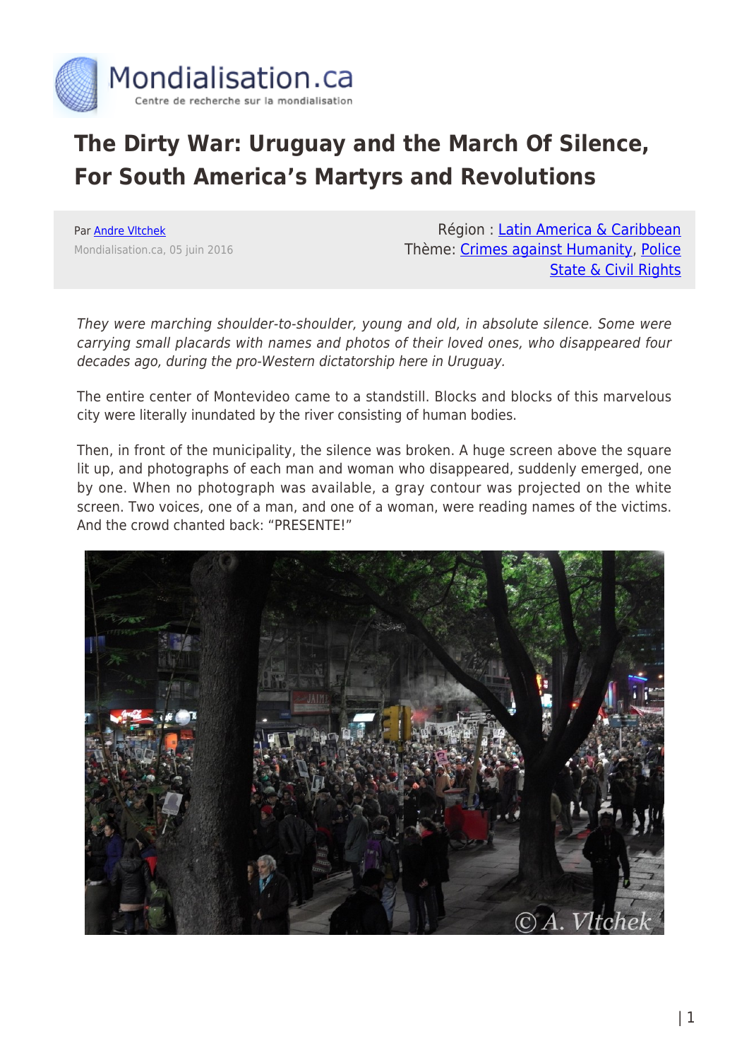# The Dirty War: Uruguay and the March Of Silence, For South America's Martyrs and Revolutions

Par Andre Vltchek
Mondialisation.ca, 05 juin 2016

Région : Latin America & Caribbean
Thème: Crimes against Humanity, Police State & Civil Rights

*They were marching shoulder-to-shoulder, young and old, in absolute silence. Some were carrying small placards with names and photos of their loved ones, who disappeared four decades ago, during the pro-Western dictatorship here in Uruguay.*

The entire center of Montevideo came to a standstill. Blocks and blocks of this marvelous city were literally inundated by the river consisting of human bodies.

Then, in front of the municipality, the silence was broken. A huge screen above the square lit up, and photographs of each man and woman who disappeared, suddenly emerged, one by one. When no photograph was available, a gray contour was projected on the white screen. Two voices, one of a man, and one of a woman, were reading names of the victims. And the crowd chanted back: "PRESENTE!"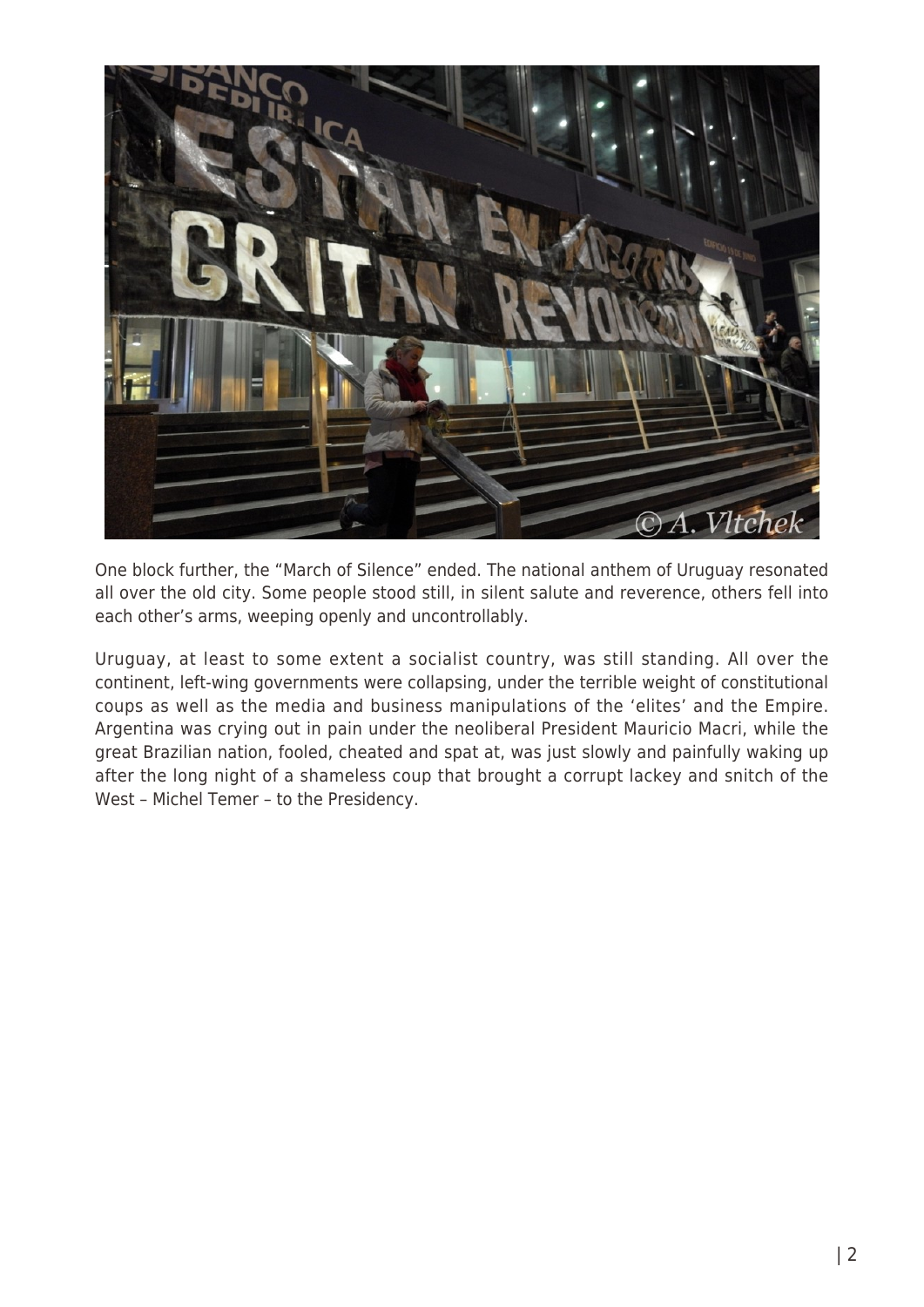One block further, the "March of Silence" ended. The national anthem of Uruguay resonated all over the old city. Some people stood still, in silent salute and reverence, others fell into each other's arms, weeping openly and uncontrollably.

Uruguay, at least to some extent a socialist country, was still standing. All over the continent, left-wing governments were collapsing, under the terrible weight of constitutional coups as well as the media and business manipulations of the 'elites' and the Empire. Argentina was crying out in pain under the neoliberal President Mauricio Macri, while the great Brazilian nation, fooled, cheated and spat at, was just slowly and painfully waking up after the long night of a shameless coup that brought a corrupt lackey and snitch of the West – Michel Temer – to the Presidency.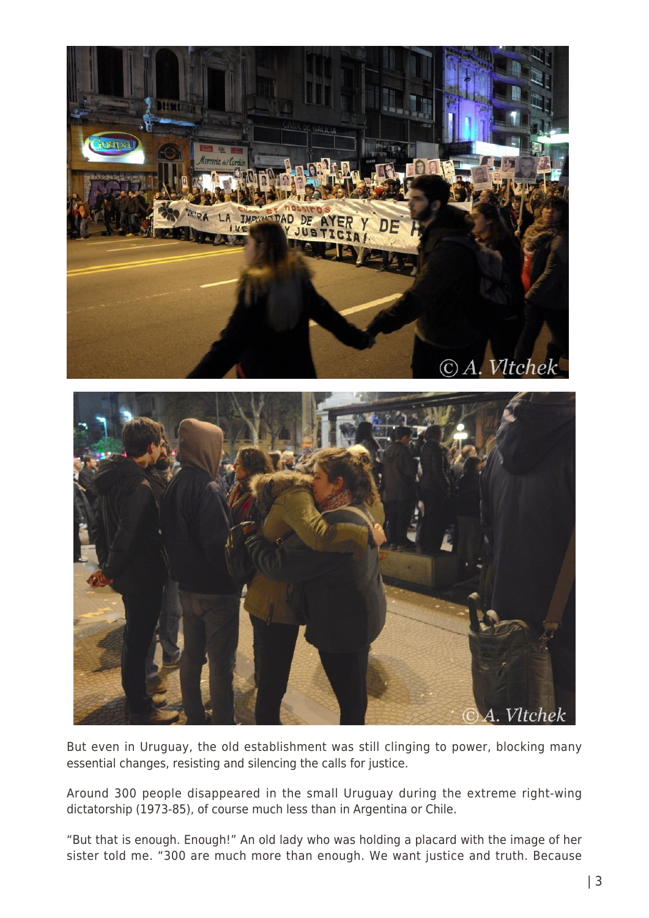But even in Uruguay, the old establishment was still clinging to power, blocking many essential changes, resisting and silencing the calls for justice.

Around 300 people disappeared in the small Uruguay during the extreme right-wing dictatorship (1973-85), of course much less than in Argentina or Chile.

"But that is enough. Enough!" An old lady who was holding a placard with the image of her sister told me. "300 are much more than enough. We want justice and truth. Because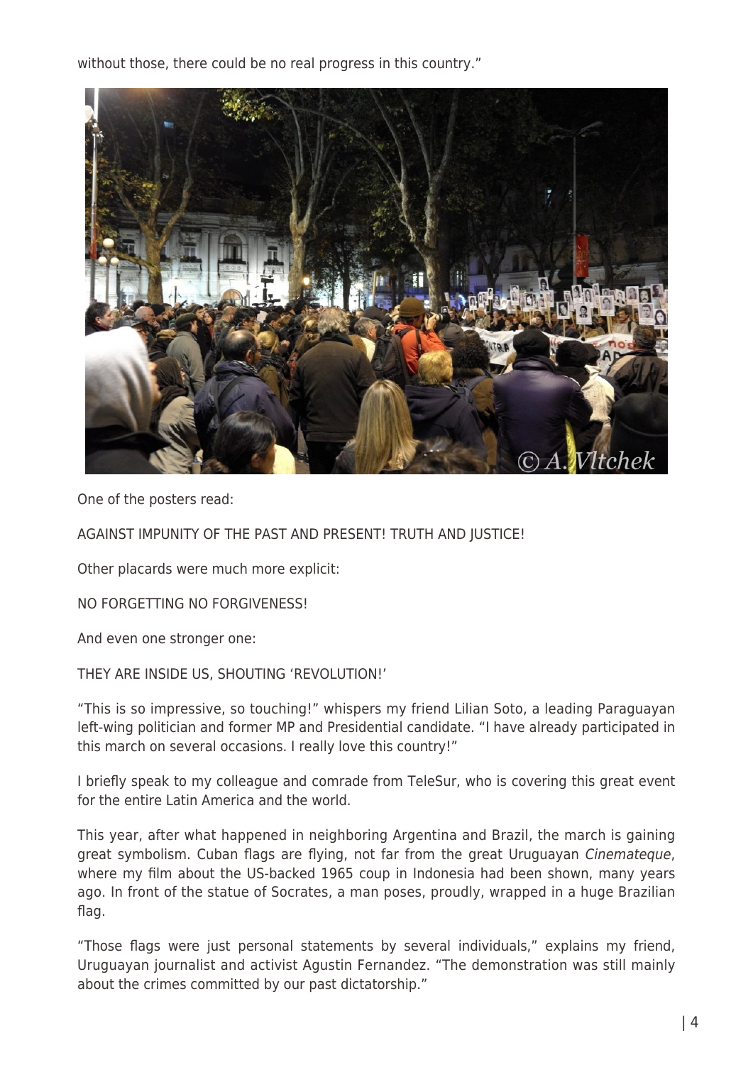without those, there could be no real progress in this country."

One of the posters read:

AGAINST IMPUNITY OF THE PAST AND PRESENT! TRUTH AND JUSTICE!

Other placards were much more explicit:

NO FORGETTING NO FORGIVENESS!

And even one stronger one:

THEY ARE INSIDE US, SHOUTING 'REVOLUTION!'

"This is so impressive, so touching!" whispers my friend Lilian Soto, a leading Paraguayan left-wing politician and former MP and Presidential candidate. "I have already participated in this march on several occasions. I really love this country!"

I briefly speak to my colleague and comrade from TeleSur, who is covering this great event for the entire Latin America and the world.

This year, after what happened in neighboring Argentina and Brazil, the march is gaining great symbolism. Cuban flags are flying, not far from the great Uruguayan *Cinemateque*, where my film about the US-backed 1965 coup in Indonesia had been shown, many years ago. In front of the statue of Socrates, a man poses, proudly, wrapped in a huge Brazilian flag.

"Those flags were just personal statements by several individuals," explains my friend, Uruguayan journalist and activist Agustin Fernandez. "The demonstration was still mainly about the crimes committed by our past dictatorship."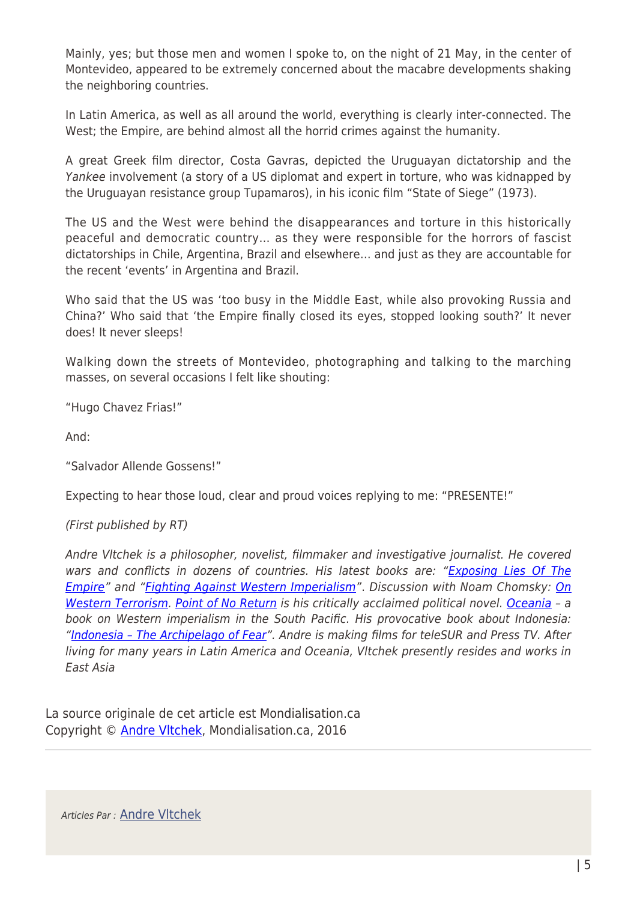Mainly, yes; but those men and women I spoke to, on the night of 21 May, in the center of Montevideo, appeared to be extremely concerned about the macabre developments shaking the neighboring countries.

In Latin America, as well as all around the world, everything is clearly inter-connected. The West; the Empire, are behind almost all the horrid crimes against the humanity.

A great Greek film director, Costa Gavras, depicted the Uruguayan dictatorship and the *Yankee* involvement (a story of a US diplomat and expert in torture, who was kidnapped by the Uruguayan resistance group Tupamaros), in his iconic film "State of Siege" (1973).

The US and the West were behind the disappearances and torture in this historically peaceful and democratic country… as they were responsible for the horrors of fascist dictatorships in Chile, Argentina, Brazil and elsewhere… and just as they are accountable for the recent 'events' in Argentina and Brazil.

Who said that the US was 'too busy in the Middle East, while also provoking Russia and China?' Who said that 'the Empire finally closed its eyes, stopped looking south?' It never does! It never sleeps!

Walking down the streets of Montevideo, photographing and talking to the marching masses, on several occasions I felt like shouting:

"Hugo Chavez Frias!"

And:

"Salvador Allende Gossens!"

Expecting to hear those loud, clear and proud voices replying to me: "PRESENTE!"

*(First published by RT)*

*Andre Vltchek is a philosopher, novelist, filmmaker and investigative journalist. He covered wars and conflicts in dozens of countries. His latest books are: "Exposing Lies Of The Empire" and "Fighting Against Western Imperialism". Discussion with Noam Chomsky: On Western Terrorism. Point of No Return is his critically acclaimed political novel. Oceania – a book on Western imperialism in the South Pacific. His provocative book about Indonesia: "Indonesia – The Archipelago of Fear". Andre is making films for teleSUR and Press TV. After living for many years in Latin America and Oceania, Vltchek presently resides and works in East Asia*

La source originale de cet article est Mondialisation.ca
Copyright © Andre Vltchek, Mondialisation.ca, 2016

*Articles Par :* Andre Vltchek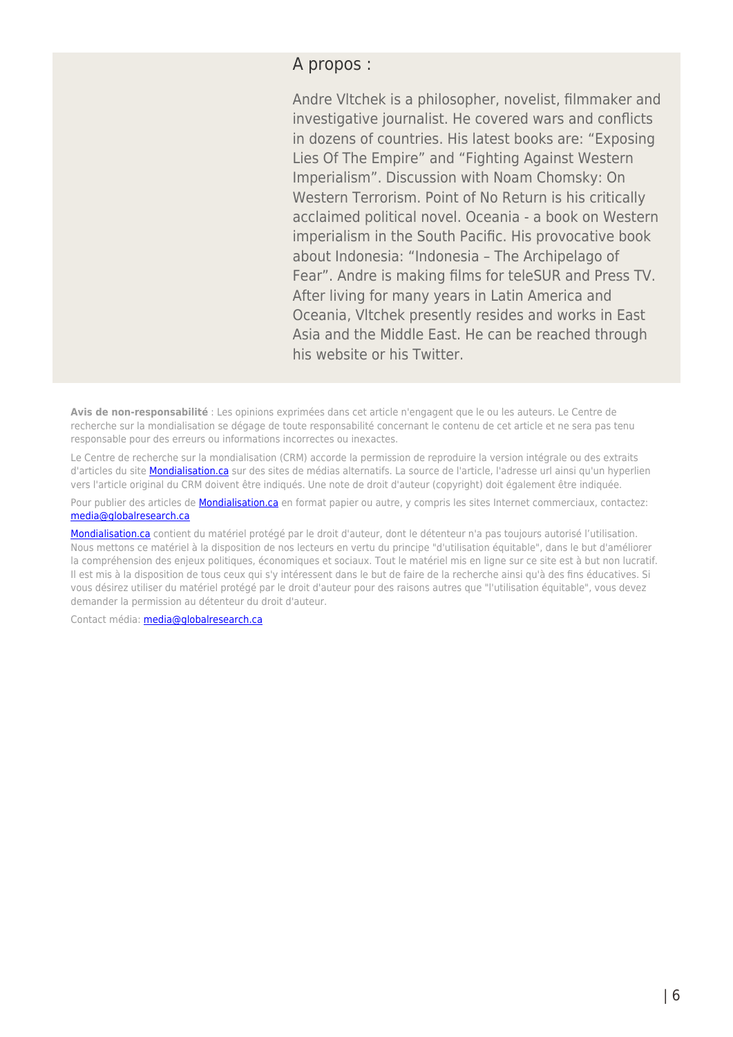## A propos :

Andre Vltchek is a philosopher, novelist, filmmaker and investigative journalist. He covered wars and conflicts in dozens of countries. His latest books are: "Exposing Lies Of The Empire" and "Fighting Against Western Imperialism". Discussion with Noam Chomsky: On Western Terrorism. Point of No Return is his critically acclaimed political novel. Oceania - a book on Western imperialism in the South Pacific. His provocative book about Indonesia: "Indonesia – The Archipelago of Fear". Andre is making films for teleSUR and Press TV. After living for many years in Latin America and Oceania, Vltchek presently resides and works in East Asia and the Middle East. He can be reached through his website or his Twitter.

**Avis de non-responsabilité** : Les opinions exprimées dans cet article n'engagent que le ou les auteurs. Le Centre de recherche sur la mondialisation se dégage de toute responsabilité concernant le contenu de cet article et ne sera pas tenu responsable pour des erreurs ou informations incorrectes ou inexactes.

Le Centre de recherche sur la mondialisation (CRM) accorde la permission de reproduire la version intégrale ou des extraits d'articles du site Mondialisation.ca sur des sites de médias alternatifs. La source de l'article, l'adresse url ainsi qu'un hyperlien vers l'article original du CRM doivent être indiqués. Une note de droit d'auteur (copyright) doit également être indiquée.

Pour publier des articles de Mondialisation.ca en format papier ou autre, y compris les sites Internet commerciaux, contactez: media@globalresearch.ca

Mondialisation.ca contient du matériel protégé par le droit d'auteur, dont le détenteur n'a pas toujours autorisé l'utilisation. Nous mettons ce matériel à la disposition de nos lecteurs en vertu du principe "d'utilisation équitable", dans le but d'améliorer la compréhension des enjeux politiques, économiques et sociaux. Tout le matériel mis en ligne sur ce site est à but non lucratif. Il est mis à la disposition de tous ceux qui s'y intéressent dans le but de faire de la recherche ainsi qu'à des fins éducatives. Si vous désirez utiliser du matériel protégé par le droit d'auteur pour des raisons autres que "l'utilisation équitable", vous devez demander la permission au détenteur du droit d'auteur.

Contact média: media@globalresearch.ca